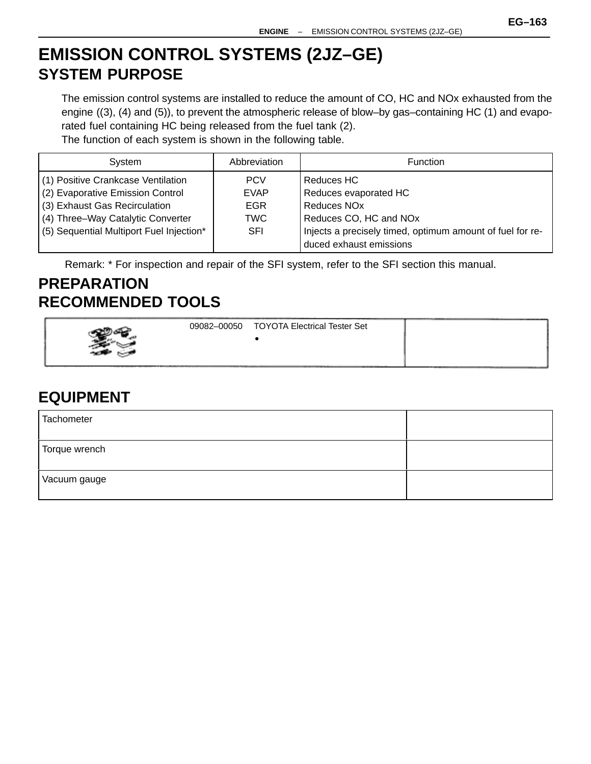# EMISSION CONTROL SYSTEMS (2JZ–GE)

## SYSTEM PURPOSE

The emission control systems are installed to reduce the amount of CO, HC and NOx exhausted from the engine ((3), (4) and (5)), to prevent the atmospheric release of blow–by gas–containing HC (1) and evaporated fuel containing HC being released from the fuel tank (2).

The function of each system is shown in the following table.

| System | Abbreviation | Function |
|---|---|---|
| (1) Positive Crankcase Ventilation | PCV | Reduces HC |
| (2) Evaporative Emission Control | EVAP | Reduces evaporated HC |
| (3) Exhaust Gas Recirculation | EGR | Reduces NOx |
| (4) Three–Way Catalytic Converter | TWC | Reduces CO, HC and NOx |
| (5) Sequential Multiport Fuel Injection* | SFI | Injects a precisely timed, optimum amount of fuel for reduced exhaust emissions |

Remark: * For inspection and repair of the SFI system, refer to the SFI section this manual.

## PREPARATION

## RECOMMENDED TOOLS

| | | |
|---|---|---|
| | 09082–00050 TOYOTA Electrical Tester Set<br>• | |

## EQUIPMENT

| | |
|---|---|
| Tachometer | |
| Torque wrench | |
| Vacuum gauge | |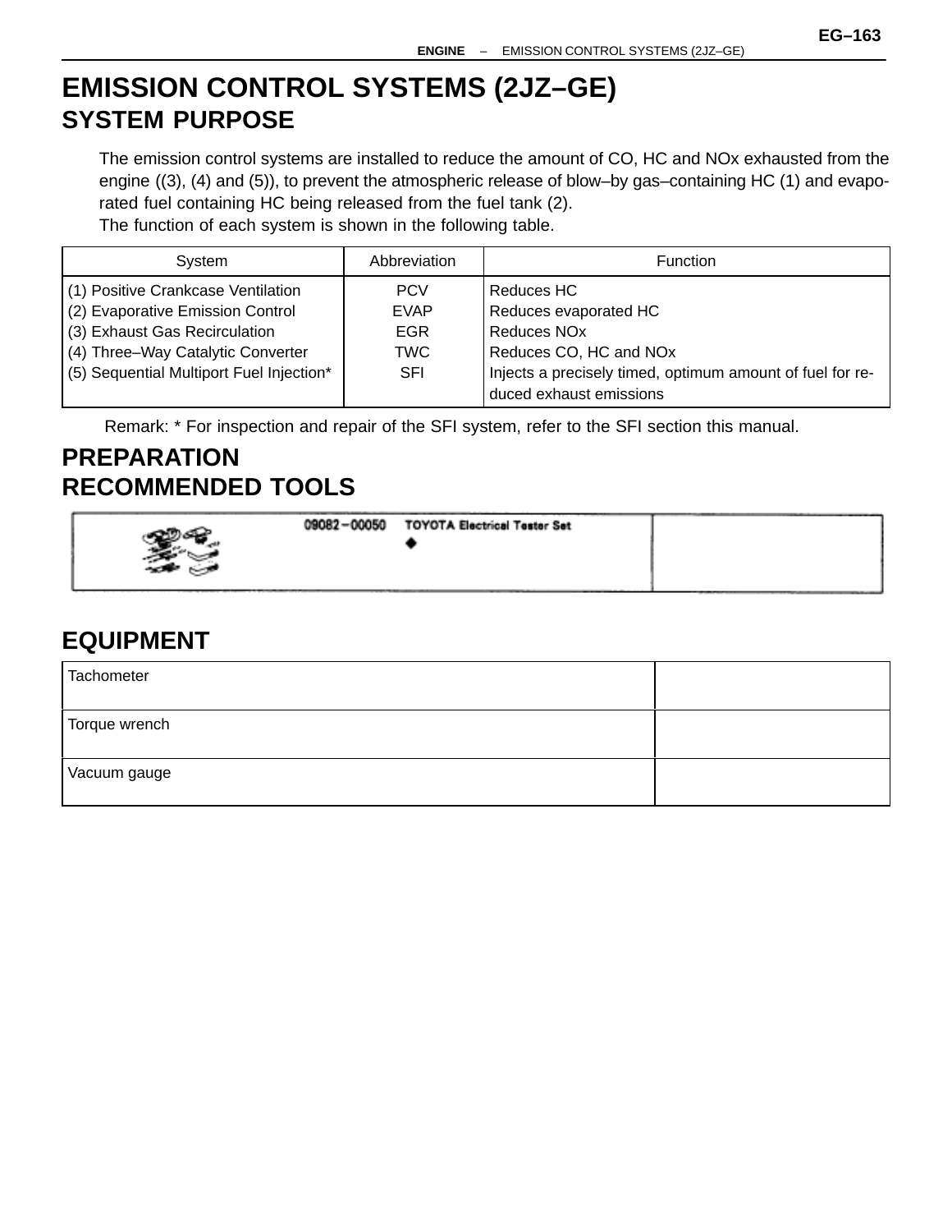# EMISSION CONTROL SYSTEMS (2JZ–GE)

## SYSTEM PURPOSE

The emission control systems are installed to reduce the amount of CO, HC and NOx exhausted from the engine ((3), (4) and (5)), to prevent the atmospheric release of blow–by gas–containing HC (1) and evaporated fuel containing HC being released from the fuel tank (2).

The function of each system is shown in the following table.

| System | Abbreviation | Function |
|---|---|---|
| (1) Positive Crankcase Ventilation | PCV | Reduces HC |
| (2) Evaporative Emission Control | EVAP | Reduces evaporated HC |
| (3) Exhaust Gas Recirculation | EGR | Reduces NOx |
| (4) Three–Way Catalytic Converter | TWC | Reduces CO, HC and NOx |
| (5) Sequential Multiport Fuel Injection* | SFI | Injects a precisely timed, optimum amount of fuel for reduced exhaust emissions |

Remark: * For inspection and repair of the SFI system, refer to the SFI section this manual.

## PREPARATION

## RECOMMENDED TOOLS

| | | |
|---|---|---|
| | 09082–00050 TOYOTA Electrical Tester Set ◆ | |

## EQUIPMENT

| | |
|---|---|
| Tachometer | |
| Torque wrench | |
| Vacuum gauge | |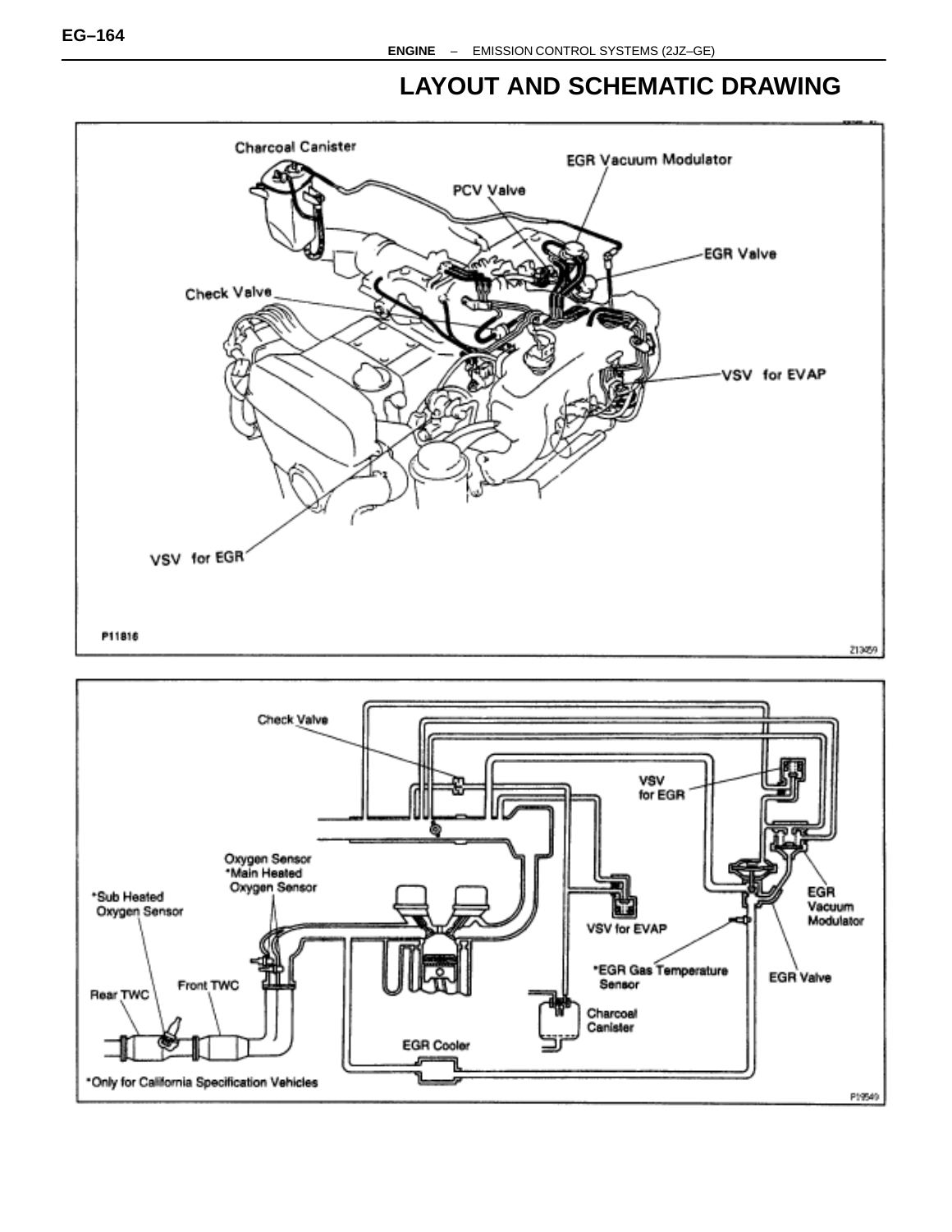# LAYOUT AND SCHEMATIC DRAWING

Charcoal Canister

EGR Vacuum Modulator

PCV Valve

EGR Valve

Check Valve

VSV for EVAP

VSV for EGR

P11816

Z13459

Check Valve

VSV for EGR

Oxygen Sensor
*Main Heated Oxygen Sensor

*Sub Heated Oxygen Sensor

EGR Vacuum Modulator

VSV for EVAP

*EGR Gas Temperature Sensor

EGR Valve

Front TWC

Rear TWC

Charcoal Canister

EGR Cooler

*Only for California Specification Vehicles

P19549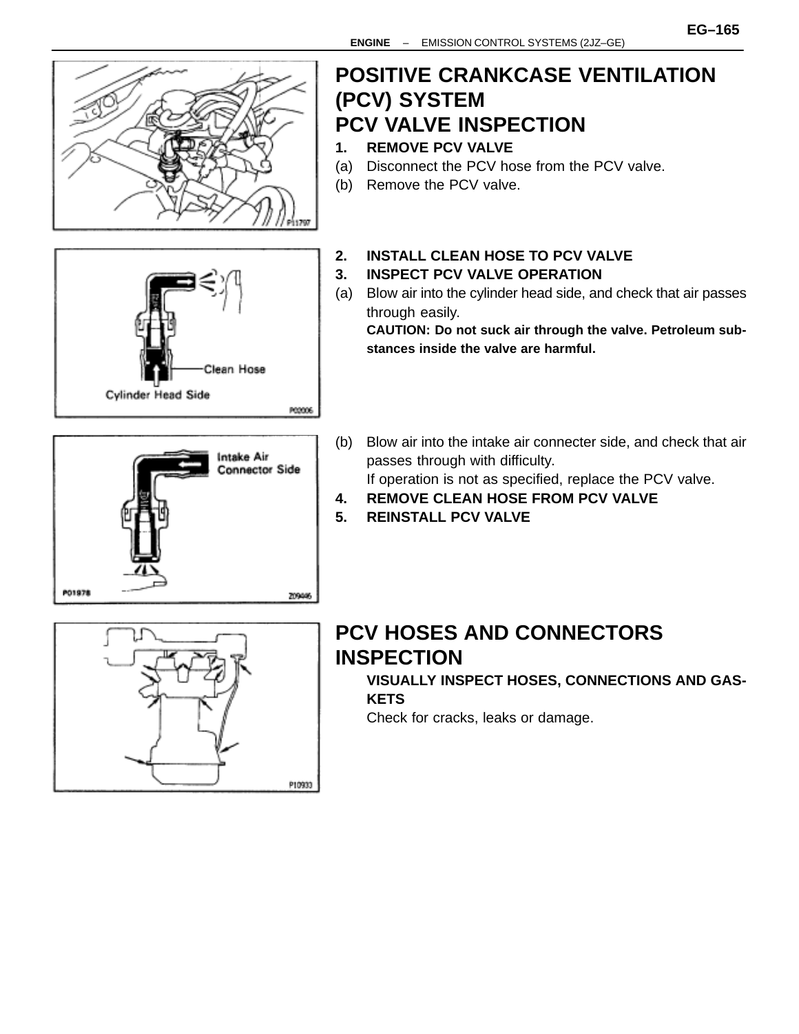# POSITIVE CRANKCASE VENTILATION (PCV) SYSTEM

## PCV VALVE INSPECTION

**1. REMOVE PCV VALVE**

(a) Disconnect the PCV hose from the PCV valve.

(b) Remove the PCV valve.

**2. INSTALL CLEAN HOSE TO PCV VALVE**

**3. INSPECT PCV VALVE OPERATION**

(a) Blow air into the cylinder head side, and check that air passes through easily.

**CAUTION: Do not suck air through the valve. Petroleum substances inside the valve are harmful.**

(b) Blow air into the intake air connecter side, and check that air passes through with difficulty.

If operation is not as specified, replace the PCV valve.

**4. REMOVE CLEAN HOSE FROM PCV VALVE**

**5. REINSTALL PCV VALVE**

# PCV HOSES AND CONNECTORS INSPECTION

**VISUALLY INSPECT HOSES, CONNECTIONS AND GASKETS**

Check for cracks, leaks or damage.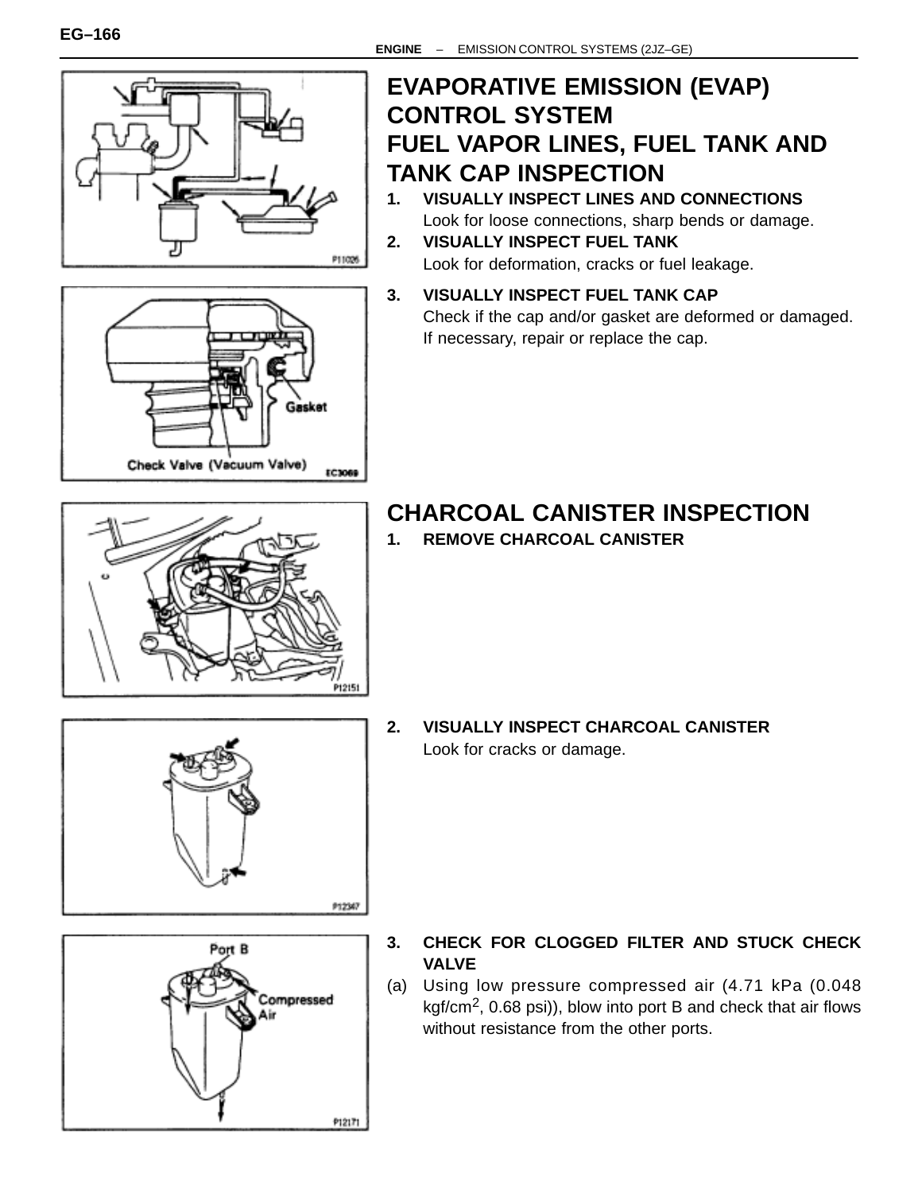# EVAPORATIVE EMISSION (EVAP) CONTROL SYSTEM

## FUEL VAPOR LINES, FUEL TANK AND TANK CAP INSPECTION

1. **VISUALLY INSPECT LINES AND CONNECTIONS**
   Look for loose connections, sharp bends or damage.
2. **VISUALLY INSPECT FUEL TANK**
   Look for deformation, cracks or fuel leakage.
3. **VISUALLY INSPECT FUEL TANK CAP**
   Check if the cap and/or gasket are deformed or damaged.
   If necessary, repair or replace the cap.

## CHARCOAL CANISTER INSPECTION

1. **REMOVE CHARCOAL CANISTER**
2. **VISUALLY INSPECT CHARCOAL CANISTER**
   Look for cracks or damage.
3. **CHECK FOR CLOGGED FILTER AND STUCK CHECK VALVE**

(a) Using low pressure compressed air (4.71 kPa (0.048 kgf/cm$^2$, 0.68 psi)), blow into port B and check that air flows without resistance from the other ports.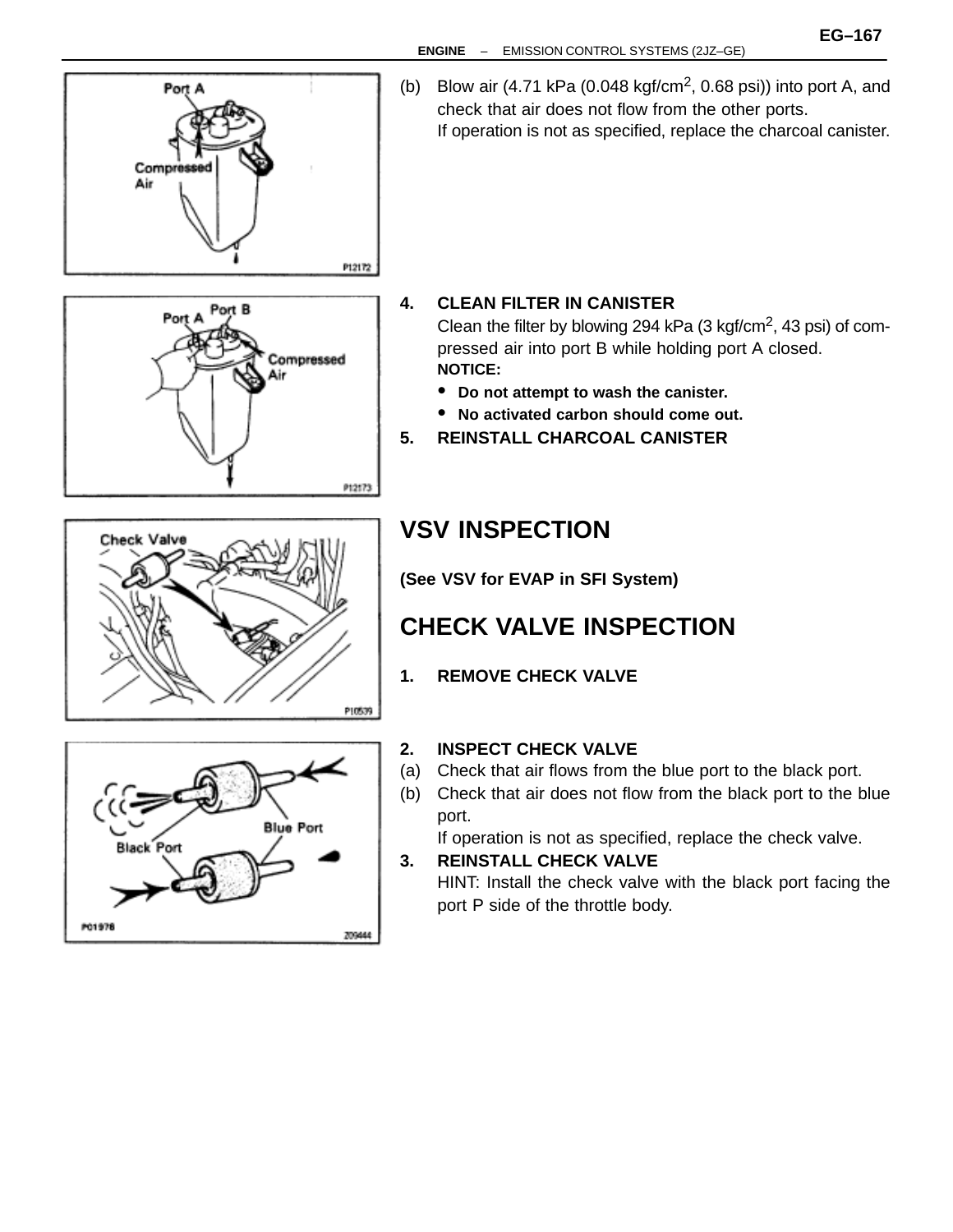(b) Blow air (4.71 kPa (0.048 kgf/cm$^2$, 0.68 psi)) into port A, and check that air does not flow from the other ports.
If operation is not as specified, replace the charcoal canister.

**4. CLEAN FILTER IN CANISTER**
Clean the filter by blowing 294 kPa (3 kgf/cm$^2$, 43 psi) of compressed air into port B while holding port A closed.
**NOTICE:**
- **Do not attempt to wash the canister.**
- **No activated carbon should come out.**

**5. REINSTALL CHARCOAL CANISTER**

## VSV INSPECTION

**(See VSV for EVAP in SFI System)**

## CHECK VALVE INSPECTION

**1. REMOVE CHECK VALVE**

**2. INSPECT CHECK VALVE**
(a) Check that air flows from the blue port to the black port.
(b) Check that air does not flow from the black port to the blue port.
If operation is not as specified, replace the check valve.

**3. REINSTALL CHECK VALVE**
HINT: Install the check valve with the black port facing the port P side of the throttle body.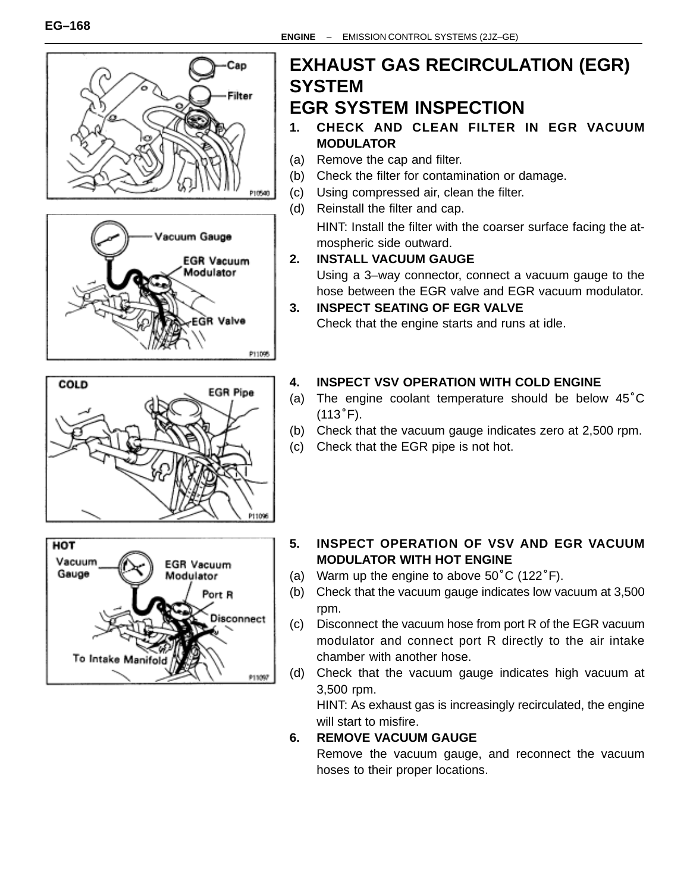# EXHAUST GAS RECIRCULATION (EGR) SYSTEM

## EGR SYSTEM INSPECTION

**1. CHECK AND CLEAN FILTER IN EGR VACUUM MODULATOR**

(a) Remove the cap and filter.

(b) Check the filter for contamination or damage.

(c) Using compressed air, clean the filter.

(d) Reinstall the filter and cap.

HINT: Install the filter with the coarser surface facing the atmospheric side outward.

**2. INSTALL VACUUM GAUGE**

Using a 3–way connector, connect a vacuum gauge to the hose between the EGR valve and EGR vacuum modulator.

**3. INSPECT SEATING OF EGR VALVE**

Check that the engine starts and runs at idle.

**4. INSPECT VSV OPERATION WITH COLD ENGINE**

(a) The engine coolant temperature should be below 45˚C (113˚F).

(b) Check that the vacuum gauge indicates zero at 2,500 rpm.

(c) Check that the EGR pipe is not hot.

**5. INSPECT OPERATION OF VSV AND EGR VACUUM MODULATOR WITH HOT ENGINE**

(a) Warm up the engine to above 50˚C (122˚F).

(b) Check that the vacuum gauge indicates low vacuum at 3,500 rpm.

(c) Disconnect the vacuum hose from port R of the EGR vacuum modulator and connect port R directly to the air intake chamber with another hose.

(d) Check that the vacuum gauge indicates high vacuum at 3,500 rpm.

HINT: As exhaust gas is increasingly recirculated, the engine will start to misfire.

**6. REMOVE VACUUM GAUGE**

Remove the vacuum gauge, and reconnect the vacuum hoses to their proper locations.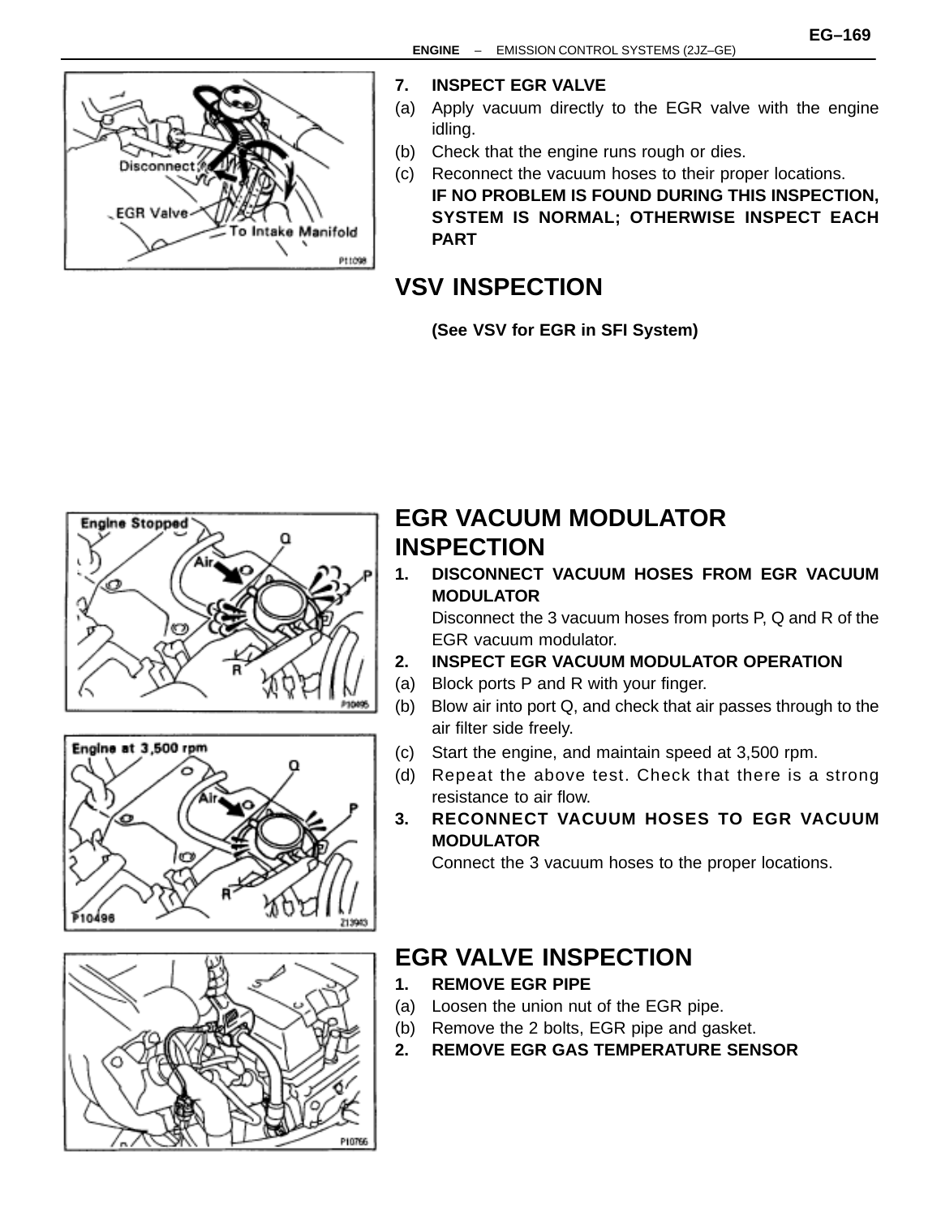7. **INSPECT EGR VALVE**

(a) Apply vacuum directly to the EGR valve with the engine idling.

(b) Check that the engine runs rough or dies.

(c) Reconnect the vacuum hoses to their proper locations.

**IF NO PROBLEM IS FOUND DURING THIS INSPECTION, SYSTEM IS NORMAL; OTHERWISE INSPECT EACH PART**

## VSV INSPECTION

**(See VSV for EGR in SFI System)**

## EGR VACUUM MODULATOR INSPECTION

1. **DISCONNECT VACUUM HOSES FROM EGR VACUUM MODULATOR**

   Disconnect the 3 vacuum hoses from ports P, Q and R of the EGR vacuum modulator.

2. **INSPECT EGR VACUUM MODULATOR OPERATION**

(a) Block ports P and R with your finger.

(b) Blow air into port Q, and check that air passes through to the air filter side freely.

(c) Start the engine, and maintain speed at 3,500 rpm.

(d) Repeat the above test. Check that there is a strong resistance to air flow.

3. **RECONNECT VACUUM HOSES TO EGR VACUUM MODULATOR**

   Connect the 3 vacuum hoses to the proper locations.

## EGR VALVE INSPECTION

1. **REMOVE EGR PIPE**

(a) Loosen the union nut of the EGR pipe.

(b) Remove the 2 bolts, EGR pipe and gasket.

2. **REMOVE EGR GAS TEMPERATURE SENSOR**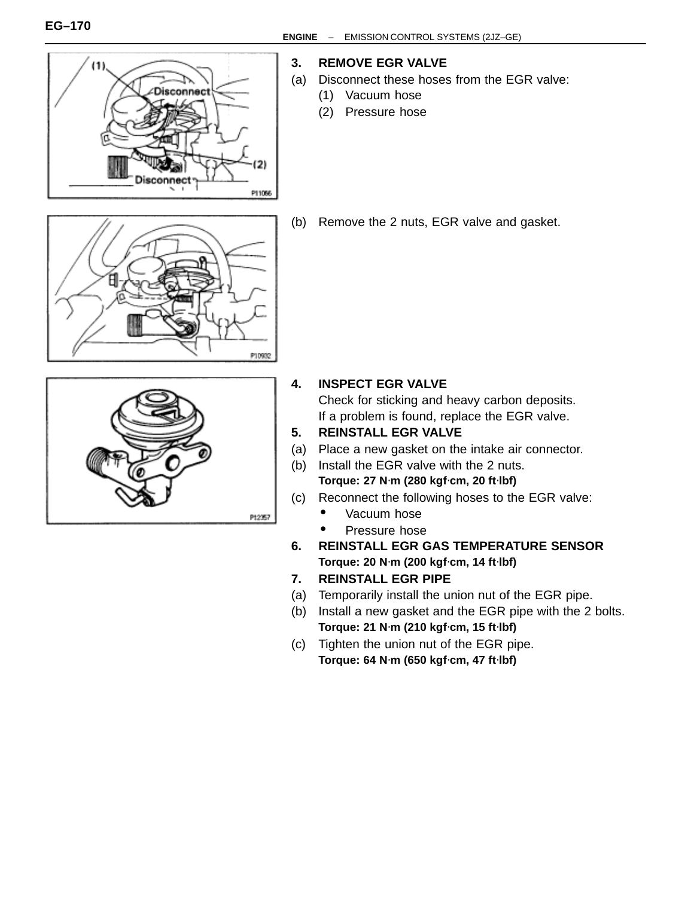### 3. REMOVE EGR VALVE

(a) Disconnect these hoses from the EGR valve:

(1) Vacuum hose

(2) Pressure hose

(b) Remove the 2 nuts, EGR valve and gasket.

### 4. INSPECT EGR VALVE

Check for sticking and heavy carbon deposits.

If a problem is found, replace the EGR valve.

### 5. REINSTALL EGR VALVE

(a) Place a new gasket on the intake air connector.

(b) Install the EGR valve with the 2 nuts.

**Torque: 27 N·m (280 kgf·cm, 20 ft·lbf)**

(c) Reconnect the following hoses to the EGR valve:

- Vacuum hose
- Pressure hose

### 6. REINSTALL EGR GAS TEMPERATURE SENSOR

**Torque: 20 N·m (200 kgf·cm, 14 ft·lbf)**

### 7. REINSTALL EGR PIPE

(a) Temporarily install the union nut of the EGR pipe.

(b) Install a new gasket and the EGR pipe with the 2 bolts.

**Torque: 21 N·m (210 kgf·cm, 15 ft·lbf)**

(c) Tighten the union nut of the EGR pipe.

**Torque: 64 N·m (650 kgf·cm, 47 ft·lbf)**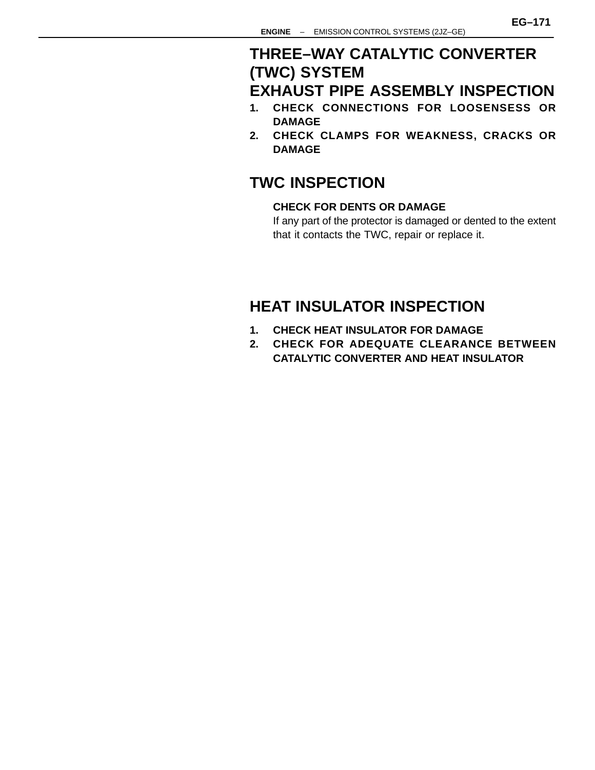# THREE–WAY CATALYTIC CONVERTER (TWC) SYSTEM

## EXHAUST PIPE ASSEMBLY INSPECTION

1. **CHECK CONNECTIONS FOR LOOSENSESS OR DAMAGE**
2. **CHECK CLAMPS FOR WEAKNESS, CRACKS OR DAMAGE**

## TWC INSPECTION

**CHECK FOR DENTS OR DAMAGE**

If any part of the protector is damaged or dented to the extent that it contacts the TWC, repair or replace it.

## HEAT INSULATOR INSPECTION

1. **CHECK HEAT INSULATOR FOR DAMAGE**
2. **CHECK FOR ADEQUATE CLEARANCE BETWEEN CATALYTIC CONVERTER AND HEAT INSULATOR**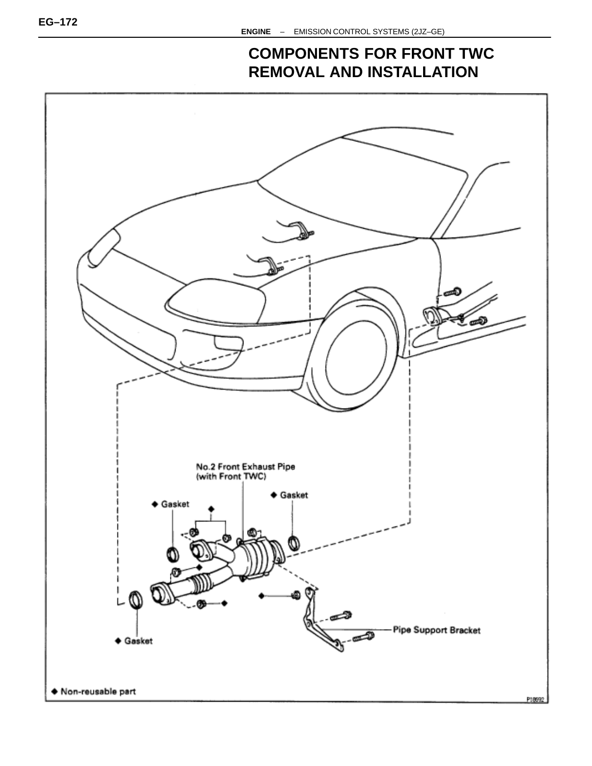# COMPONENTS FOR FRONT TWC REMOVAL AND INSTALLATION

No.2 Front Exhaust Pipe (with Front TWC)

◆ Gasket

◆ Gasket

◆

◆

◆

◆

Pipe Support Bracket

◆ Gasket

◆ Non-reusable part

P18692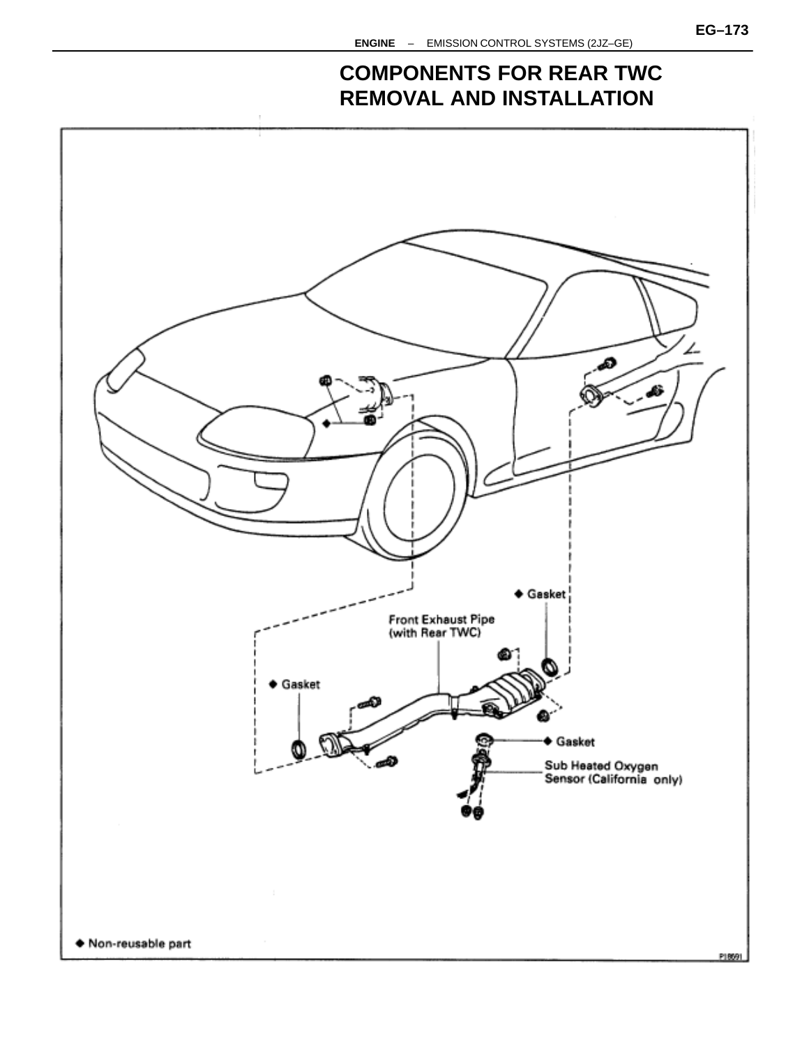# COMPONENTS FOR REAR TWC REMOVAL AND INSTALLATION

◆ Gasket

Front Exhaust Pipe (with Rear TWC)

◆ Gasket

◆ Gasket

Sub Heated Oxygen Sensor (California only)

◆ Non-reusable part

P18691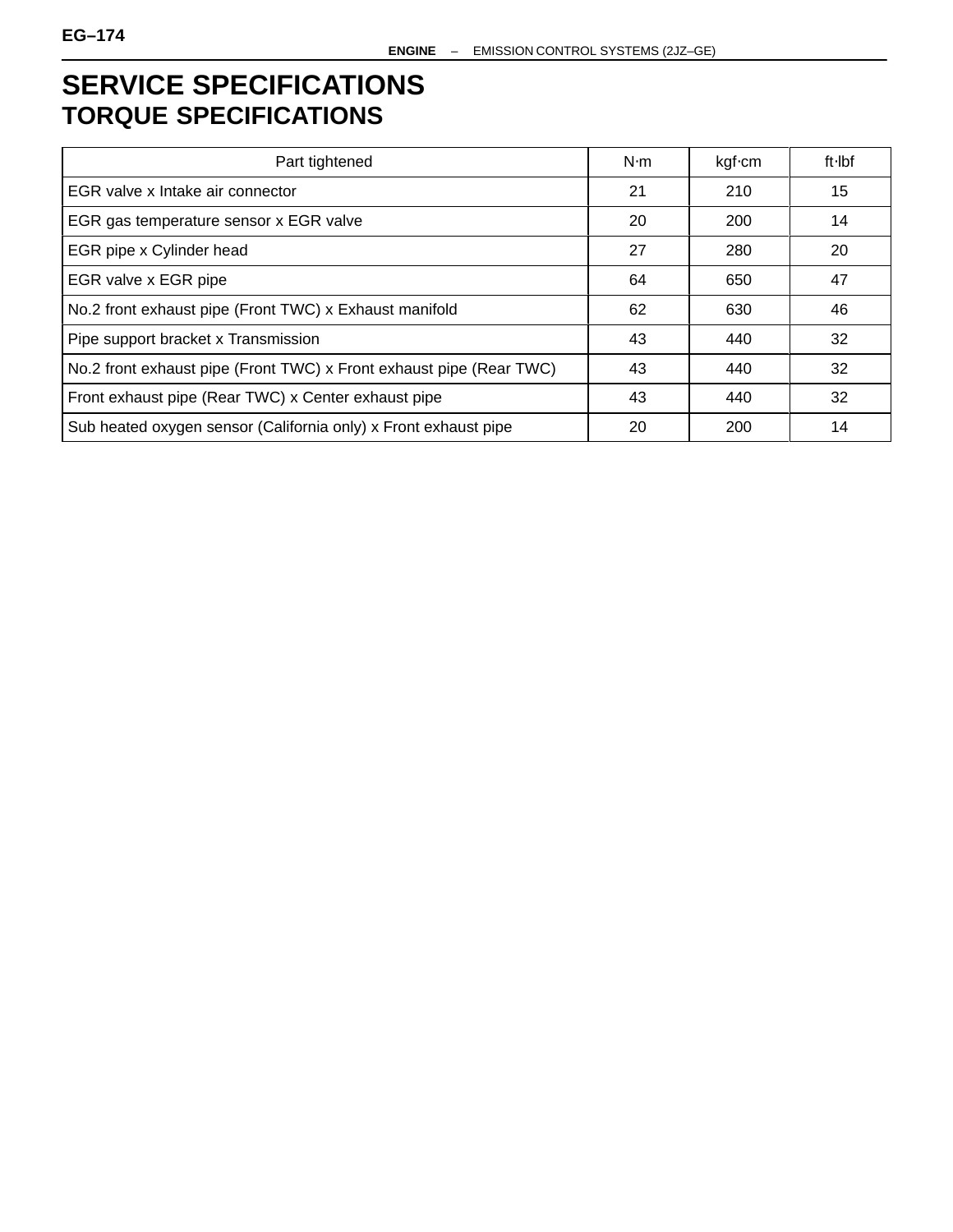# SERVICE SPECIFICATIONS

## TORQUE SPECIFICATIONS

| Part tightened | N·m | kgf·cm | ft·lbf |
|---|---|---|---|
| EGR valve x Intake air connector | 21 | 210 | 15 |
| EGR gas temperature sensor x EGR valve | 20 | 200 | 14 |
| EGR pipe x Cylinder head | 27 | 280 | 20 |
| EGR valve x EGR pipe | 64 | 650 | 47 |
| No.2 front exhaust pipe (Front TWC) x Exhaust manifold | 62 | 630 | 46 |
| Pipe support bracket x Transmission | 43 | 440 | 32 |
| No.2 front exhaust pipe (Front TWC) x Front exhaust pipe (Rear TWC) | 43 | 440 | 32 |
| Front exhaust pipe (Rear TWC) x Center exhaust pipe | 43 | 440 | 32 |
| Sub heated oxygen sensor (California only) x Front exhaust pipe | 20 | 200 | 14 |